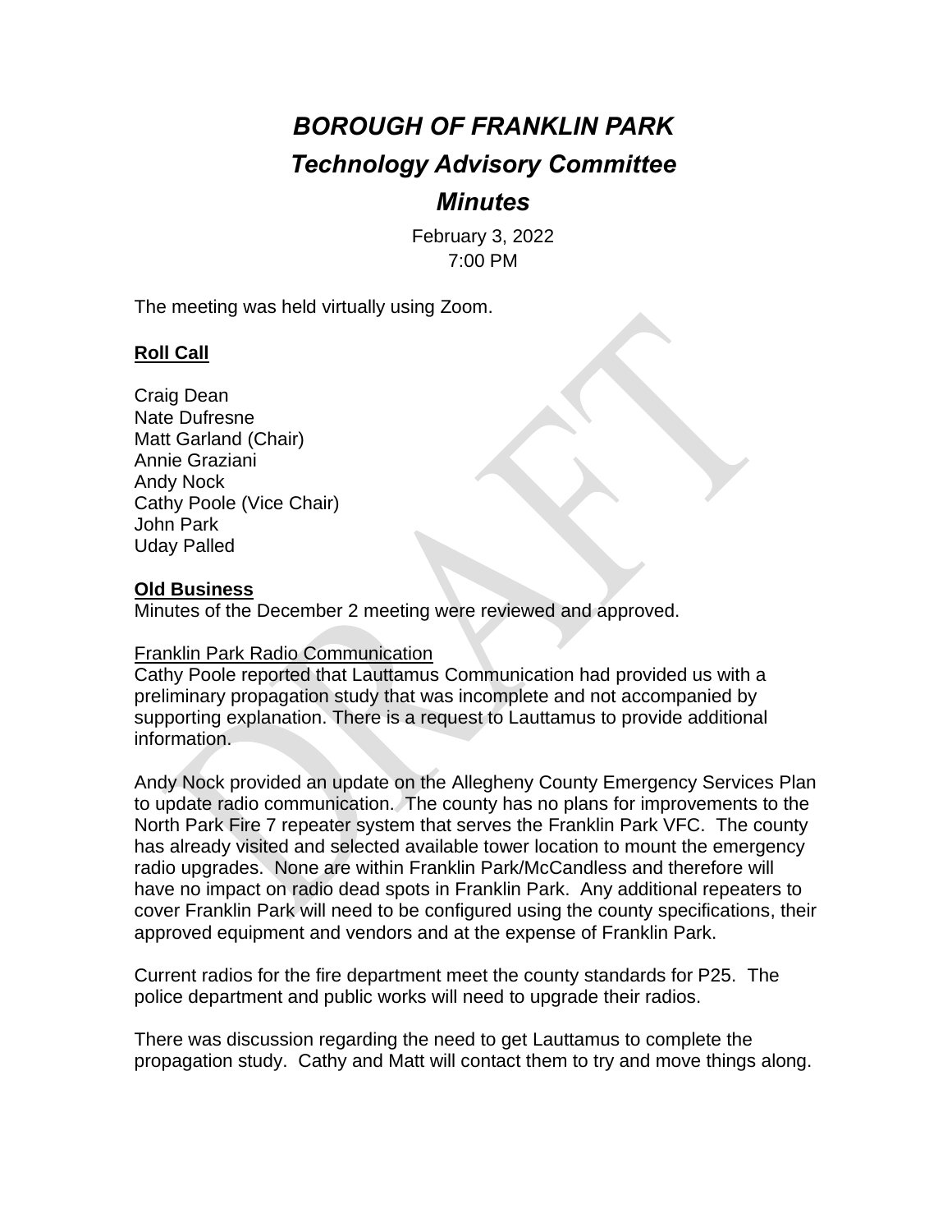# *BOROUGH OF FRANKLIN PARK*

## *Technology Advisory Committee*

## *Minutes*

February 3, 2022
7:00 PM

The meeting was held virtually using Zoom.

**Roll Call**

Craig Dean
Nate Dufresne
Matt Garland (Chair)
Annie Graziani
Andy Nock
Cathy Poole (Vice Chair)
John Park
Uday Palled

**Old Business**

Minutes of the December 2 meeting were reviewed and approved.

Franklin Park Radio Communication

Cathy Poole reported that Lauttamus Communication had provided us with a preliminary propagation study that was incomplete and not accompanied by supporting explanation. There is a request to Lauttamus to provide additional information.

Andy Nock provided an update on the Allegheny County Emergency Services Plan to update radio communication. The county has no plans for improvements to the North Park Fire 7 repeater system that serves the Franklin Park VFC. The county has already visited and selected available tower location to mount the emergency radio upgrades. None are within Franklin Park/McCandless and therefore will have no impact on radio dead spots in Franklin Park. Any additional repeaters to cover Franklin Park will need to be configured using the county specifications, their approved equipment and vendors and at the expense of Franklin Park.

Current radios for the fire department meet the county standards for P25. The police department and public works will need to upgrade their radios.

There was discussion regarding the need to get Lauttamus to complete the propagation study. Cathy and Matt will contact them to try and move things along.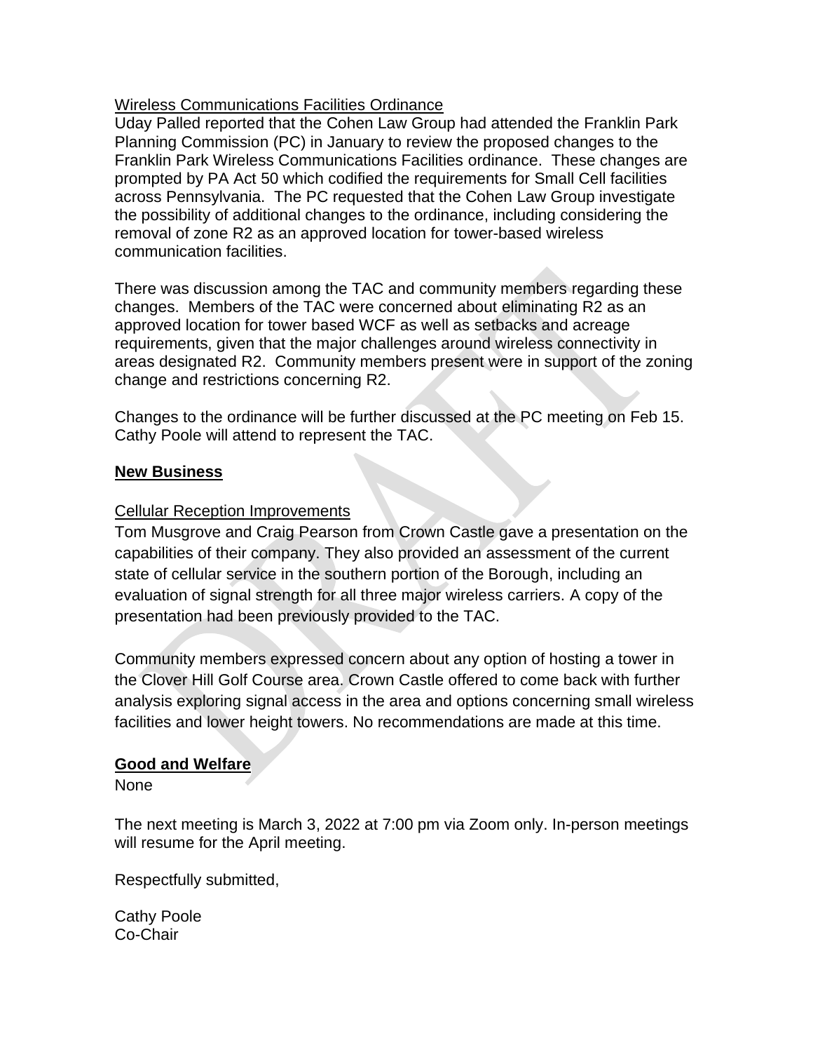Wireless Communications Facilities Ordinance

Uday Palled reported that the Cohen Law Group had attended the Franklin Park Planning Commission (PC) in January to review the proposed changes to the Franklin Park Wireless Communications Facilities ordinance. These changes are prompted by PA Act 50 which codified the requirements for Small Cell facilities across Pennsylvania. The PC requested that the Cohen Law Group investigate the possibility of additional changes to the ordinance, including considering the removal of zone R2 as an approved location for tower-based wireless communication facilities.

There was discussion among the TAC and community members regarding these changes. Members of the TAC were concerned about eliminating R2 as an approved location for tower based WCF as well as setbacks and acreage requirements, given that the major challenges around wireless connectivity in areas designated R2. Community members present were in support of the zoning change and restrictions concerning R2.

Changes to the ordinance will be further discussed at the PC meeting on Feb 15. Cathy Poole will attend to represent the TAC.

**New Business**

Cellular Reception Improvements

Tom Musgrove and Craig Pearson from Crown Castle gave a presentation on the capabilities of their company. They also provided an assessment of the current state of cellular service in the southern portion of the Borough, including an evaluation of signal strength for all three major wireless carriers. A copy of the presentation had been previously provided to the TAC.

Community members expressed concern about any option of hosting a tower in the Clover Hill Golf Course area. Crown Castle offered to come back with further analysis exploring signal access in the area and options concerning small wireless facilities and lower height towers. No recommendations are made at this time.

**Good and Welfare**

None

The next meeting is March 3, 2022 at 7:00 pm via Zoom only. In-person meetings will resume for the April meeting.

Respectfully submitted,

Cathy Poole
Co-Chair